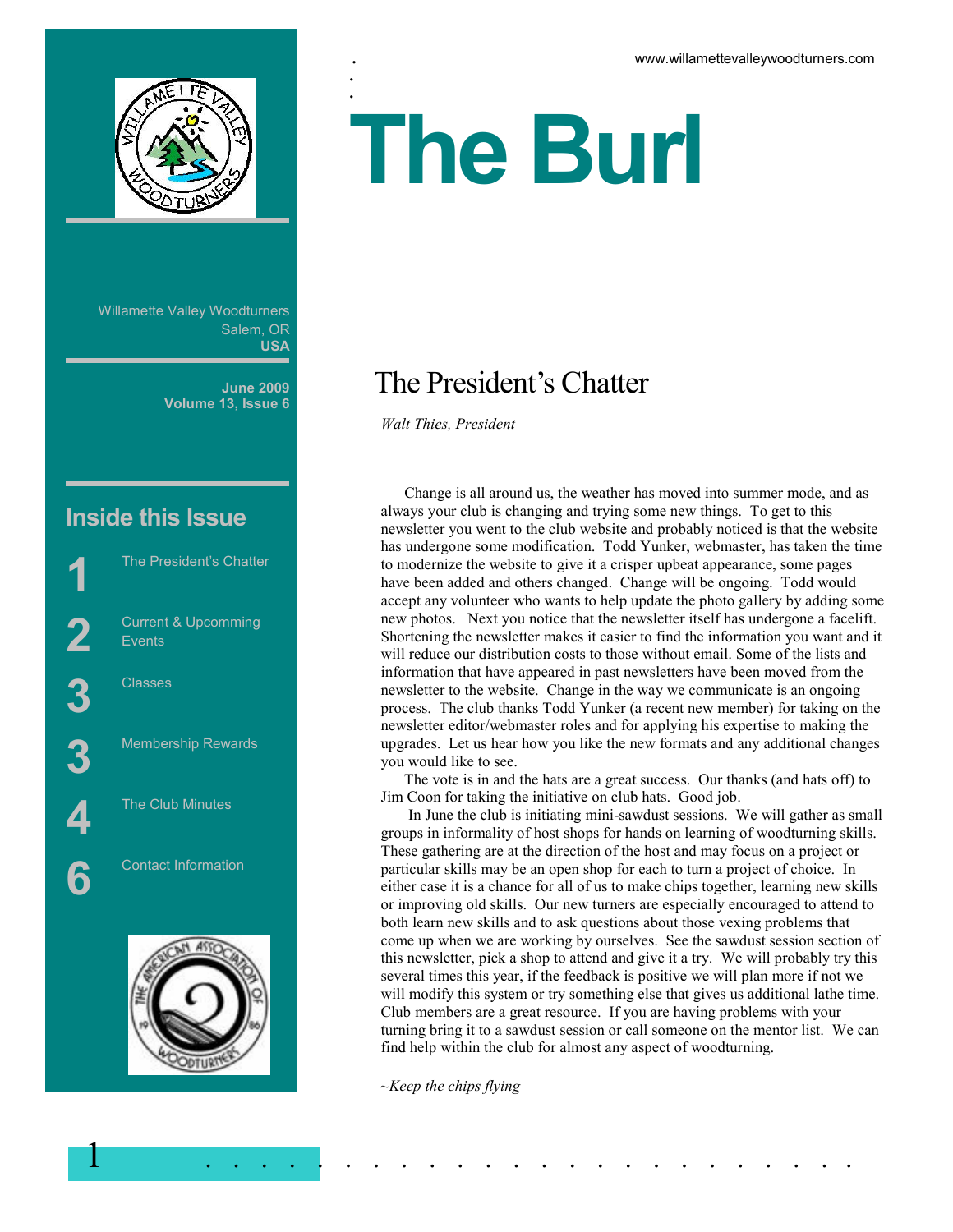www.willamettevalleywoodturners.com

# The Burl

Willamette Valley Woodturners
Salem, OR
**USA**

**June 2009**
**Volume 13, Issue 6**

## Inside this Issue

| | |
|---|---|
| 1 | The President's Chatter |
| 2 | Current & Upcomming Events |
| 3 | Classes |
| 3 | Membership Rewards |
| 4 | The Club Minutes |
| 6 | Contact Information |

## The President's Chatter

*Walt Thies, President*

Change is all around us, the weather has moved into summer mode, and as always your club is changing and trying some new things. To get to this newsletter you went to the club website and probably noticed is that the website has undergone some modification. Todd Yunker, webmaster, has taken the time to modernize the website to give it a crisper upbeat appearance, some pages have been added and others changed. Change will be ongoing. Todd would accept any volunteer who wants to help update the photo gallery by adding some new photos. Next you notice that the newsletter itself has undergone a facelift. Shortening the newsletter makes it easier to find the information you want and it will reduce our distribution costs to those without email. Some of the lists and information that have appeared in past newsletters have been moved from the newsletter to the website. Change in the way we communicate is an ongoing process. The club thanks Todd Yunker (a recent new member) for taking on the newsletter editor/webmaster roles and for applying his expertise to making the upgrades. Let us hear how you like the new formats and any additional changes you would like to see.

The vote is in and the hats are a great success. Our thanks (and hats off) to Jim Coon for taking the initiative on club hats. Good job.

In June the club is initiating mini-sawdust sessions. We will gather as small groups in informality of host shops for hands on learning of woodturning skills. These gathering are at the direction of the host and may focus on a project or particular skills may be an open shop for each to turn a project of choice. In either case it is a chance for all of us to make chips together, learning new skills or improving old skills. Our new turners are especially encouraged to attend to both learn new skills and to ask questions about those vexing problems that come up when we are working by ourselves. See the sawdust session section of this newsletter, pick a shop to attend and give it a try. We will probably try this several times this year, if the feedback is positive we will plan more if not we will modify this system or try something else that gives us additional lathe time. Club members are a great resource. If you are having problems with your turning bring it to a sawdust session or call someone on the mentor list. We can find help within the club for almost any aspect of woodturning.

*~Keep the chips flying*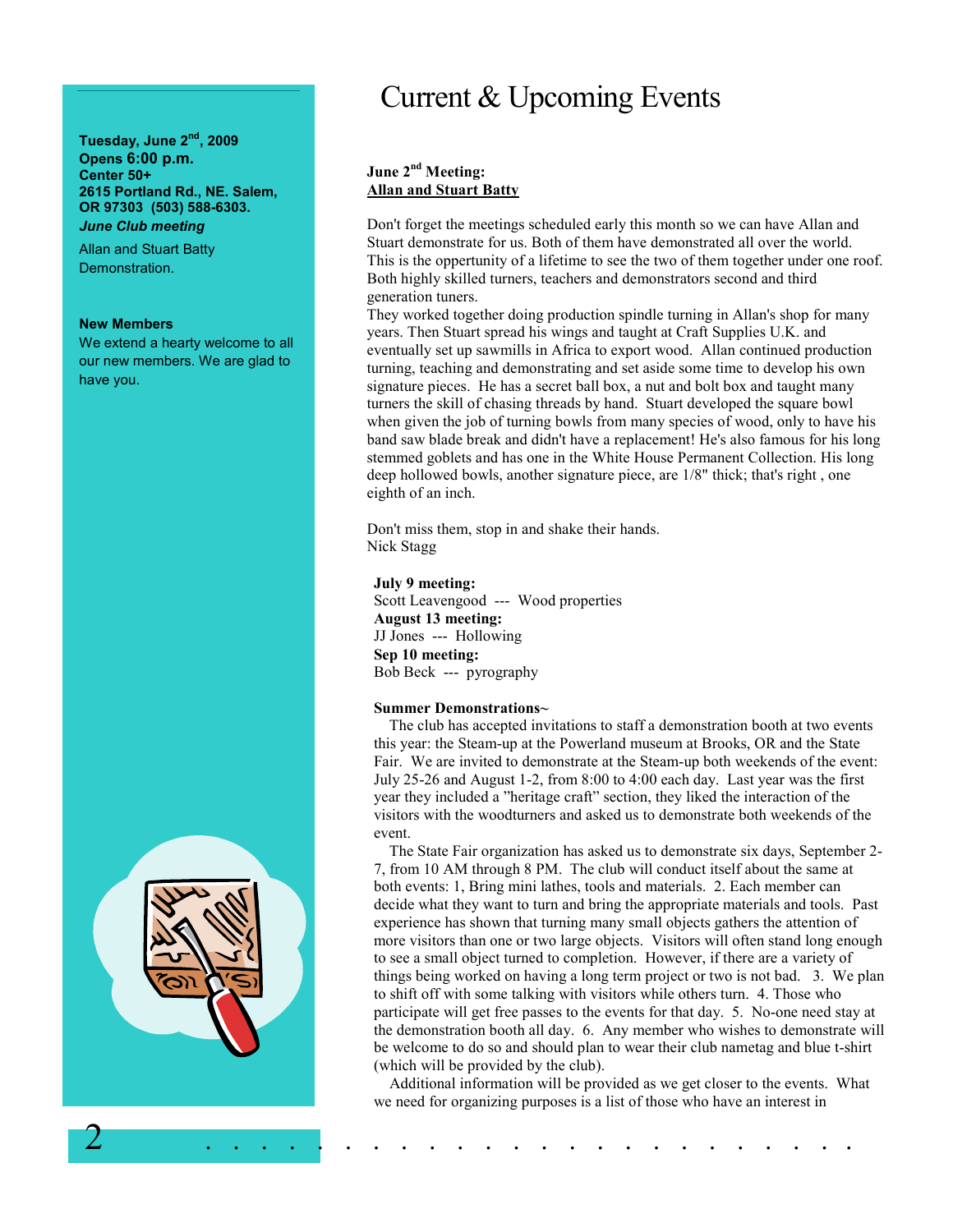**Tuesday, June 2nd, 2009**
**Opens 6:00 p.m.**
**Center 50+**
**2615 Portland Rd., NE. Salem, OR 97303 (503) 588-6303.**
***June Club meeting***

Allan and Stuart Batty Demonstration.

**New Members**

We extend a hearty welcome to all our new members. We are glad to have you.

# Current & Upcoming Events

**June 2nd Meeting:**
**Allan and Stuart Batty**

Don't forget the meetings scheduled early this month so we can have Allan and Stuart demonstrate for us. Both of them have demonstrated all over the world. This is the oppertunity of a lifetime to see the two of them together under one roof. Both highly skilled turners, teachers and demonstrators second and third generation tuners.

They worked together doing production spindle turning in Allan's shop for many years. Then Stuart spread his wings and taught at Craft Supplies U.K. and eventually set up sawmills in Africa to export wood. Allan continued production turning, teaching and demonstrating and set aside some time to develop his own signature pieces. He has a secret ball box, a nut and bolt box and taught many turners the skill of chasing threads by hand. Stuart developed the square bowl when given the job of turning bowls from many species of wood, only to have his band saw blade break and didn't have a replacement! He's also famous for his long stemmed goblets and has one in the White House Permanent Collection. His long deep hollowed bowls, another signature piece, are 1/8" thick; that's right , one eighth of an inch.

Don't miss them, stop in and shake their hands.
Nick Stagg

**July 9 meeting:**
Scott Leavengood --- Wood properties
**August 13 meeting:**
JJ Jones --- Hollowing
**Sep 10 meeting:**
Bob Beck --- pyrography

**Summer Demonstrations~**

The club has accepted invitations to staff a demonstration booth at two events this year: the Steam-up at the Powerland museum at Brooks, OR and the State Fair. We are invited to demonstrate at the Steam-up both weekends of the event: July 25-26 and August 1-2, from 8:00 to 4:00 each day. Last year was the first year they included a "heritage craft" section, they liked the interaction of the visitors with the woodturners and asked us to demonstrate both weekends of the event.

The State Fair organization has asked us to demonstrate six days, September 2-7, from 10 AM through 8 PM. The club will conduct itself about the same at both events: 1, Bring mini lathes, tools and materials. 2. Each member can decide what they want to turn and bring the appropriate materials and tools. Past experience has shown that turning many small objects gathers the attention of more visitors than one or two large objects. Visitors will often stand long enough to see a small object turned to completion. However, if there are a variety of things being worked on having a long term project or two is not bad. 3. We plan to shift off with some talking with visitors while others turn. 4. Those who participate will get free passes to the events for that day. 5. No-one need stay at the demonstration booth all day. 6. Any member who wishes to demonstrate will be welcome to do so and should plan to wear their club nametag and blue t-shirt (which will be provided by the club).

Additional information will be provided as we get closer to the events. What we need for organizing purposes is a list of those who have an interest in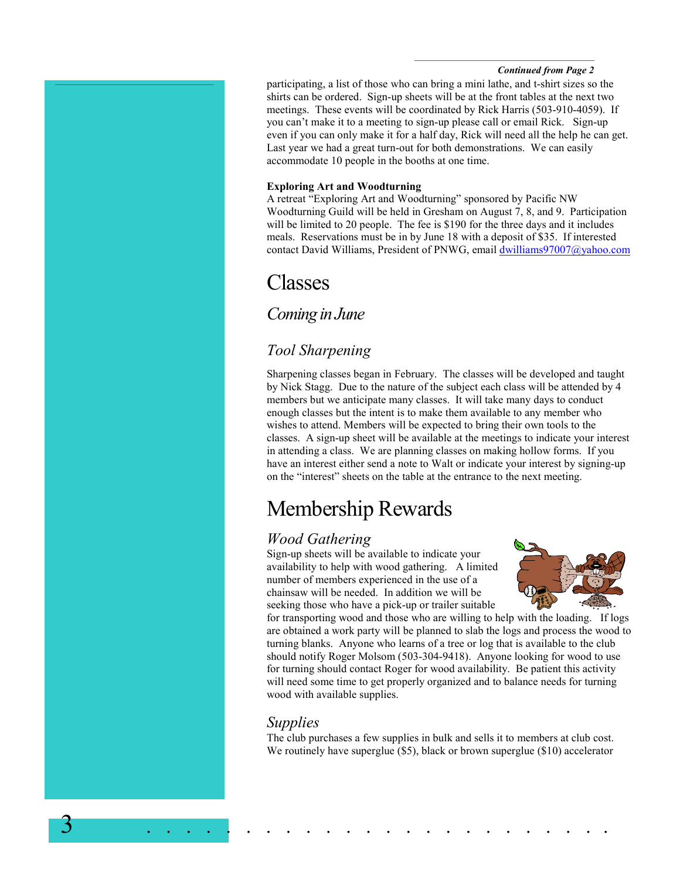*Continued from Page 2*

participating, a list of those who can bring a mini lathe, and t-shirt sizes so the shirts can be ordered. Sign-up sheets will be at the front tables at the next two meetings. These events will be coordinated by Rick Harris (503-910-4059). If you can't make it to a meeting to sign-up please call or email Rick. Sign-up even if you can only make it for a half day, Rick will need all the help he can get. Last year we had a great turn-out for both demonstrations. We can easily accommodate 10 people in the booths at one time.

**Exploring Art and Woodturning**

A retreat "Exploring Art and Woodturning" sponsored by Pacific NW Woodturning Guild will be held in Gresham on August 7, 8, and 9. Participation will be limited to 20 people. The fee is $190 for the three days and it includes meals. Reservations must be in by June 18 with a deposit of $35. If interested contact David Williams, President of PNWG, email dwilliams97007@yahoo.com

# Classes

## *Coming in June*

## *Tool Sharpening*

Sharpening classes began in February. The classes will be developed and taught by Nick Stagg. Due to the nature of the subject each class will be attended by 4 members but we anticipate many classes. It will take many days to conduct enough classes but the intent is to make them available to any member who wishes to attend. Members will be expected to bring their own tools to the classes. A sign-up sheet will be available at the meetings to indicate your interest in attending a class. We are planning classes on making hollow forms. If you have an interest either send a note to Walt or indicate your interest by signing-up on the "interest" sheets on the table at the entrance to the next meeting.

# Membership Rewards

## *Wood Gathering*

Sign-up sheets will be available to indicate your availability to help with wood gathering. A limited number of members experienced in the use of a chainsaw will be needed. In addition we will be seeking those who have a pick-up or trailer suitable for transporting wood and those who are willing to help with the loading. If logs are obtained a work party will be planned to slab the logs and process the wood to turning blanks. Anyone who learns of a tree or log that is available to the club should notify Roger Molsom (503-304-9418). Anyone looking for wood to use for turning should contact Roger for wood availability. Be patient this activity will need some time to get properly organized and to balance needs for turning wood with available supplies.

## *Supplies*

The club purchases a few supplies in bulk and sells it to members at club cost. We routinely have superglue ($5), black or brown superglue ($10) accelerator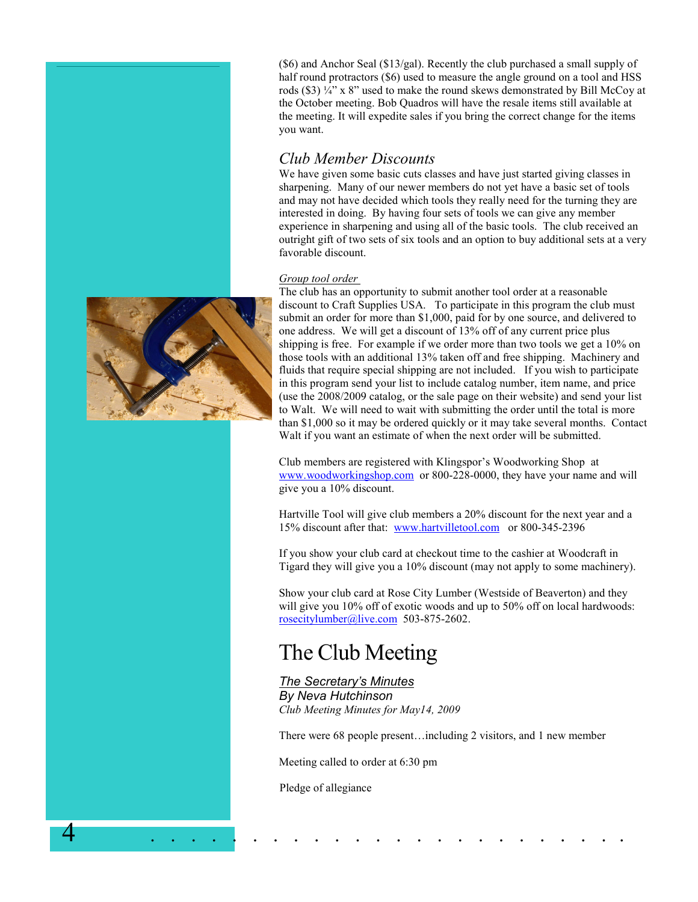($6) and Anchor Seal ($13/gal). Recently the club purchased a small supply of half round protractors ($6) used to measure the angle ground on a tool and HSS rods ($3) ¼" x 8" used to make the round skews demonstrated by Bill McCoy at the October meeting. Bob Quadros will have the resale items still available at the meeting. It will expedite sales if you bring the correct change for the items you want.

## *Club Member Discounts*

We have given some basic cuts classes and have just started giving classes in sharpening. Many of our newer members do not yet have a basic set of tools and may not have decided which tools they really need for the turning they are interested in doing. By having four sets of tools we can give any member experience in sharpening and using all of the basic tools. The club received an outright gift of two sets of six tools and an option to buy additional sets at a very favorable discount.

*Group tool order*

The club has an opportunity to submit another tool order at a reasonable discount to Craft Supplies USA. To participate in this program the club must submit an order for more than $1,000, paid for by one source, and delivered to one address. We will get a discount of 13% off of any current price plus shipping is free. For example if we order more than two tools we get a 10% on those tools with an additional 13% taken off and free shipping. Machinery and fluids that require special shipping are not included. If you wish to participate in this program send your list to include catalog number, item name, and price (use the 2008/2009 catalog, or the sale page on their website) and send your list to Walt. We will need to wait with submitting the order until the total is more than $1,000 so it may be ordered quickly or it may take several months. Contact Walt if you want an estimate of when the next order will be submitted.

Club members are registered with Klingspor's Woodworking Shop at www.woodworkingshop.com or 800-228-0000, they have your name and will give you a 10% discount.

Hartville Tool will give club members a 20% discount for the next year and a 15% discount after that: www.hartvilletool.com or 800-345-2396

If you show your club card at checkout time to the cashier at Woodcraft in Tigard they will give you a 10% discount (may not apply to some machinery).

Show your club card at Rose City Lumber (Westside of Beaverton) and they will give you 10% off of exotic woods and up to 50% off on local hardwoods: rosecitylumber@live.com 503-875-2602.

# The Club Meeting

***The Secretary's Minutes***
***By Neva Hutchinson***
*Club Meeting Minutes for May14, 2009*

There were 68 people present…including 2 visitors, and 1 new member

Meeting called to order at 6:30 pm

Pledge of allegiance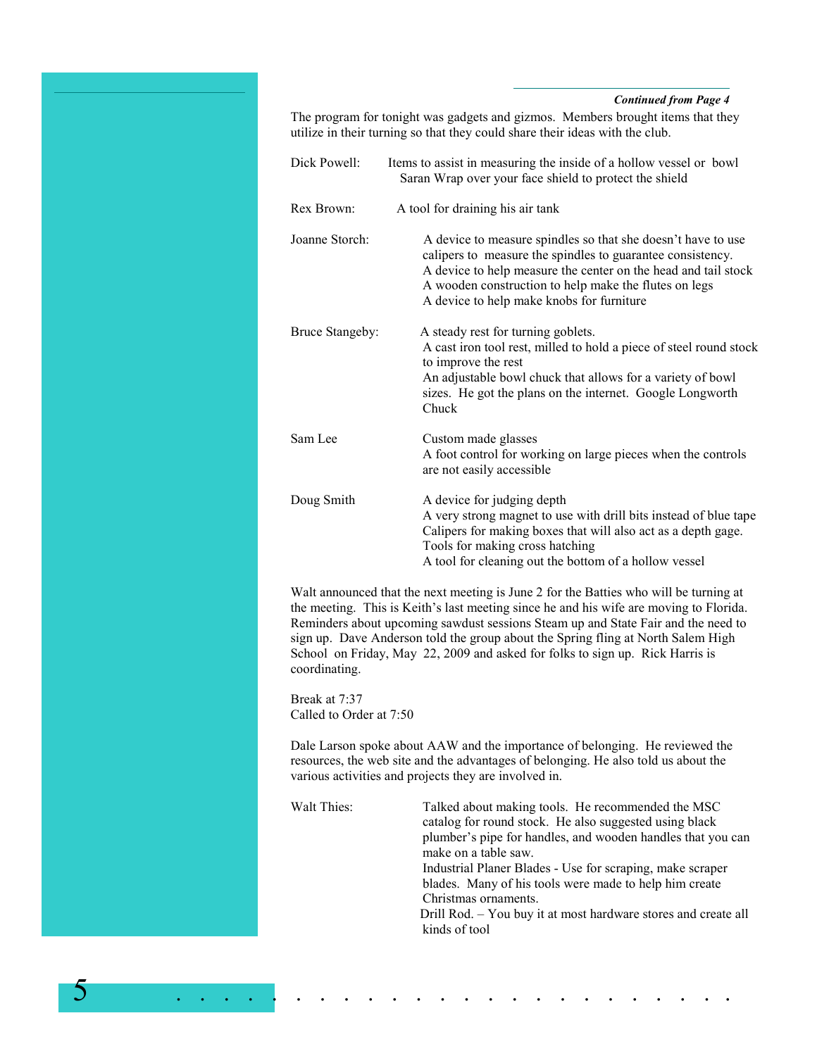*Continued from Page 4*

The program for tonight was gadgets and gizmos. Members brought items that they utilize in their turning so that they could share their ideas with the club.

| | |
|---|---|
| Dick Powell: | Items to assist in measuring the inside of a hollow vessel or bowl<br>Saran Wrap over your face shield to protect the shield |
| Rex Brown: | A tool for draining his air tank |
| Joanne Storch: | A device to measure spindles so that she doesn't have to use calipers to measure the spindles to guarantee consistency.<br>A device to help measure the center on the head and tail stock<br>A wooden construction to help make the flutes on legs<br>A device to help make knobs for furniture |
| Bruce Stangeby: | A steady rest for turning goblets.<br>A cast iron tool rest, milled to hold a piece of steel round stock to improve the rest<br>An adjustable bowl chuck that allows for a variety of bowl sizes. He got the plans on the internet. Google Longworth Chuck |
| Sam Lee | Custom made glasses<br>A foot control for working on large pieces when the controls are not easily accessible |
| Doug Smith | A device for judging depth<br>A very strong magnet to use with drill bits instead of blue tape<br>Calipers for making boxes that will also act as a depth gage.<br>Tools for making cross hatching<br>A tool for cleaning out the bottom of a hollow vessel |

Walt announced that the next meeting is June 2 for the Batties who will be turning at the meeting. This is Keith's last meeting since he and his wife are moving to Florida. Reminders about upcoming sawdust sessions Steam up and State Fair and the need to sign up. Dave Anderson told the group about the Spring fling at North Salem High School on Friday, May 22, 2009 and asked for folks to sign up. Rick Harris is coordinating.

Break at 7:37
Called to Order at 7:50

Dale Larson spoke about AAW and the importance of belonging. He reviewed the resources, the web site and the advantages of belonging. He also told us about the various activities and projects they are involved in.

| | |
|---|---|
| Walt Thies: | Talked about making tools. He recommended the MSC catalog for round stock. He also suggested using black plumber's pipe for handles, and wooden handles that you can make on a table saw.<br>Industrial Planer Blades - Use for scraping, make scraper blades. Many of his tools were made to help him create Christmas ornaments.<br>Drill Rod. – You buy it at most hardware stores and create all kinds of tool |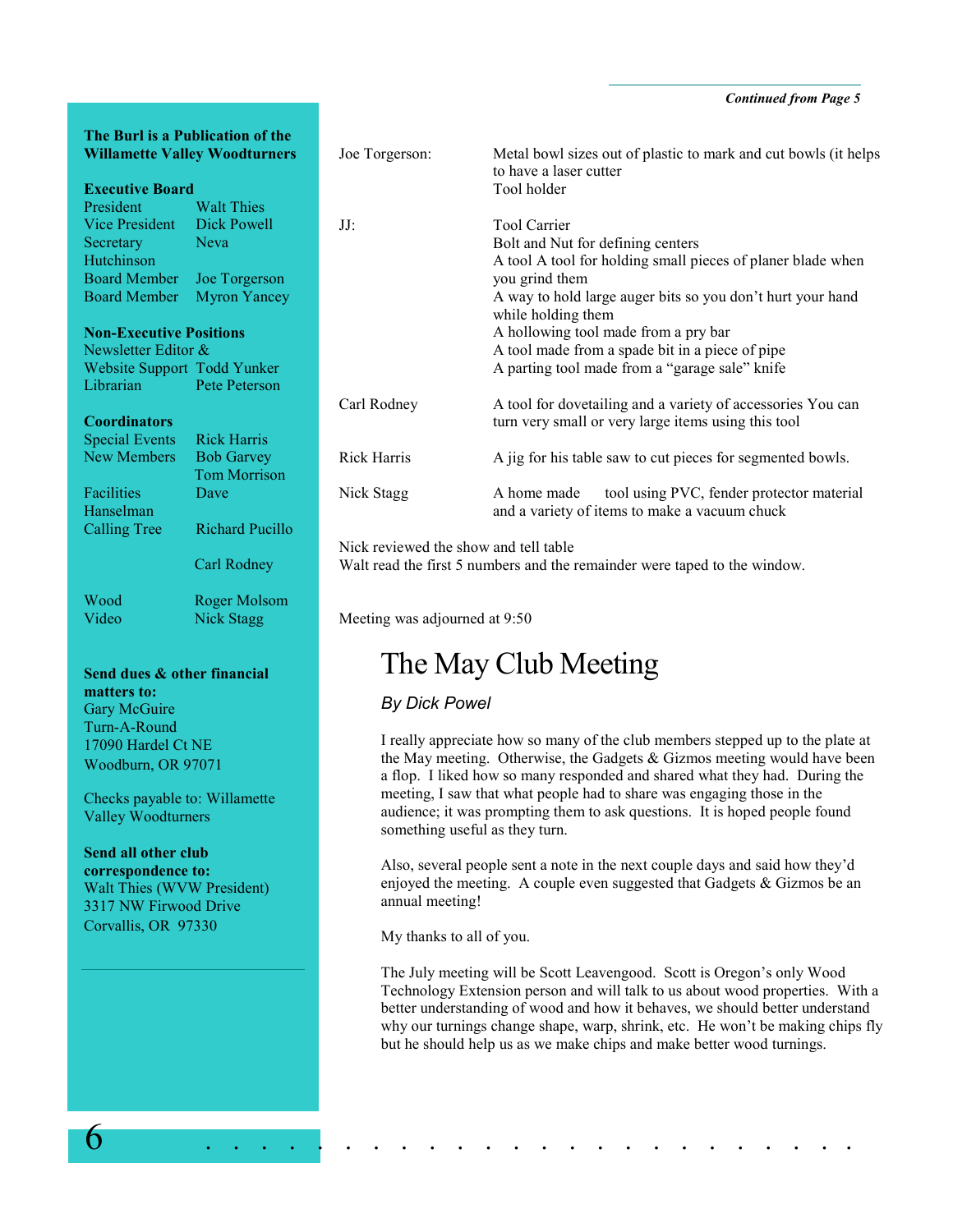*Continued from Page 5*

**The Burl is a Publication of the Willamette Valley Woodturners**

**Executive Board**

| | |
|---|---|
| President | Walt Thies |
| Vice President | Dick Powell |
| Secretary | Neva Hutchinson |
| Board Member | Joe Torgerson |
| Board Member | Myron Yancey |

**Non-Executive Positions**

| | |
|---|---|
| Newsletter Editor & Website Support | Todd Yunker |
| Librarian | Pete Peterson |

**Coordinators**

| | |
|---|---|
| Special Events | Rick Harris |
| New Members | Bob Garvey |
| | Tom Morrison |
| Facilities | Dave Hanselman |
| Calling Tree | Richard Pucillo |
| | Carl Rodney |
| Wood | Roger Molsom |
| Video | Nick Stagg |

**Send dues & other financial matters to:**
Gary McGuire
Turn-A-Round
17090 Hardel Ct NE
Woodburn, OR 97071

Checks payable to: Willamette Valley Woodturners

**Send all other club correspondence to:**
Walt Thies (WVW President)
3317 NW Firwood Drive
Corvallis, OR 97330

| | |
|---|---|
| Joe Torgerson: | Metal bowl sizes out of plastic to mark and cut bowls (it helps to have a laser cutter<br>Tool holder |
| JJ: | Tool Carrier<br>Bolt and Nut for defining centers<br>A tool A tool for holding small pieces of planer blade when you grind them<br>A way to hold large auger bits so you don't hurt your hand while holding them<br>A hollowing tool made from a pry bar<br>A tool made from a spade bit in a piece of pipe<br>A parting tool made from a "garage sale" knife |
| Carl Rodney | A tool for dovetailing and a variety of accessories You can turn very small or very large items using this tool |
| Rick Harris | A jig for his table saw to cut pieces for segmented bowls. |
| Nick Stagg | A home made tool using PVC, fender protector material and a variety of items to make a vacuum chuck |

Nick reviewed the show and tell table
Walt read the first 5 numbers and the remainder were taped to the window.

Meeting was adjourned at 9:50

# The May Club Meeting

*By Dick Powel*

I really appreciate how so many of the club members stepped up to the plate at the May meeting. Otherwise, the Gadgets & Gizmos meeting would have been a flop. I liked how so many responded and shared what they had. During the meeting, I saw that what people had to share was engaging those in the audience; it was prompting them to ask questions. It is hoped people found something useful as they turn.

Also, several people sent a note in the next couple days and said how they'd enjoyed the meeting. A couple even suggested that Gadgets & Gizmos be an annual meeting!

My thanks to all of you.

The July meeting will be Scott Leavengood. Scott is Oregon's only Wood Technology Extension person and will talk to us about wood properties. With a better understanding of wood and how it behaves, we should better understand why our turnings change shape, warp, shrink, etc. He won't be making chips fly but he should help us as we make chips and make better wood turnings.